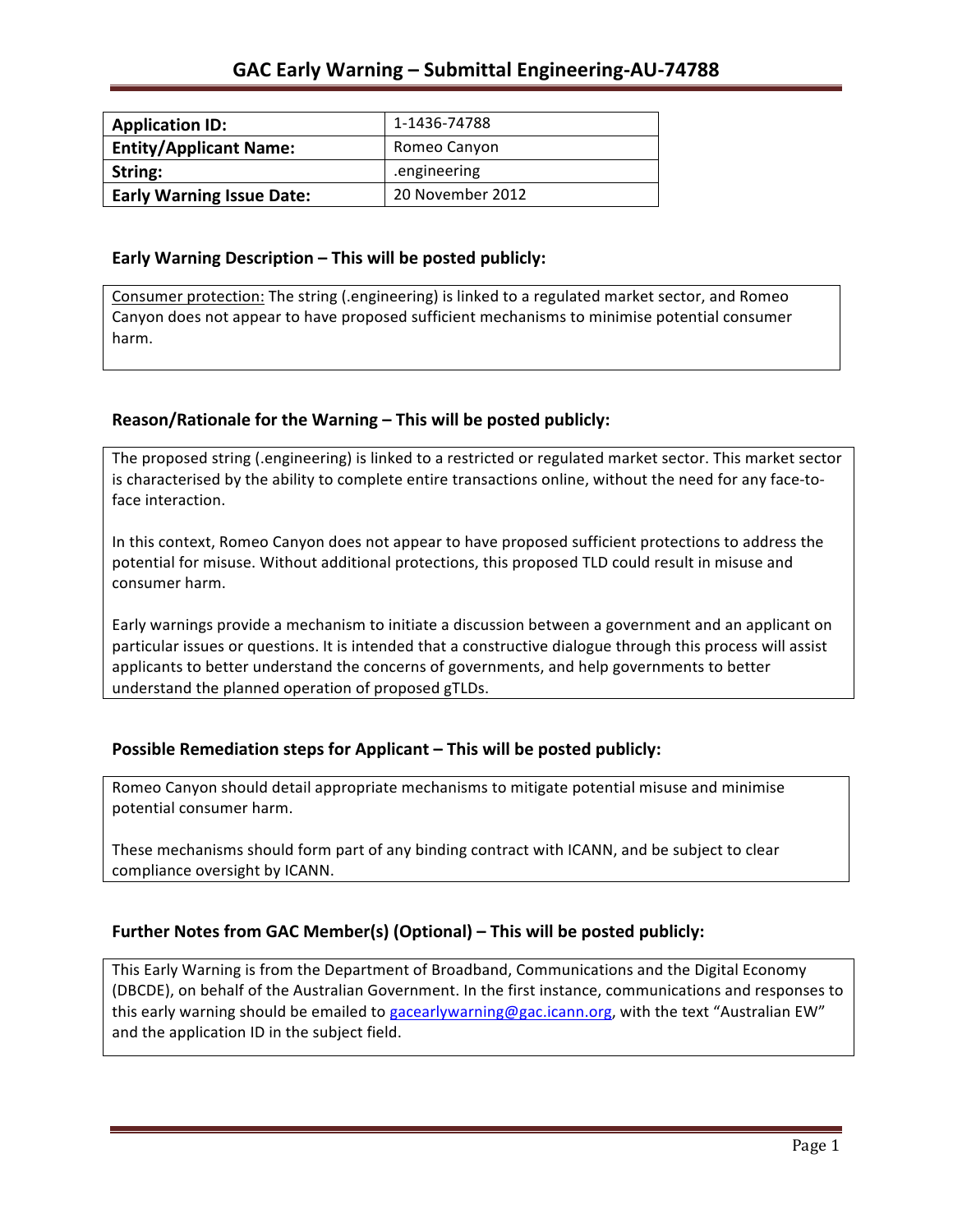# GAC Early Warning – Submittal Engineering-AU-74788

| Application ID: | 1-1436-74788 |
|---|---|
| Entity/Applicant Name: | Romeo Canyon |
| String: | .engineering |
| Early Warning Issue Date: | 20 November 2012 |

## Early Warning Description – This will be posted publicly:

Consumer protection: The string (.engineering) is linked to a regulated market sector, and Romeo Canyon does not appear to have proposed sufficient mechanisms to minimise potential consumer harm.

## Reason/Rationale for the Warning – This will be posted publicly:

The proposed string (.engineering) is linked to a restricted or regulated market sector. This market sector is characterised by the ability to complete entire transactions online, without the need for any face-to-face interaction.

In this context, Romeo Canyon does not appear to have proposed sufficient protections to address the potential for misuse. Without additional protections, this proposed TLD could result in misuse and consumer harm.

Early warnings provide a mechanism to initiate a discussion between a government and an applicant on particular issues or questions. It is intended that a constructive dialogue through this process will assist applicants to better understand the concerns of governments, and help governments to better understand the planned operation of proposed gTLDs.

## Possible Remediation steps for Applicant – This will be posted publicly:

Romeo Canyon should detail appropriate mechanisms to mitigate potential misuse and minimise potential consumer harm.

These mechanisms should form part of any binding contract with ICANN, and be subject to clear compliance oversight by ICANN.

## Further Notes from GAC Member(s) (Optional) – This will be posted publicly:

This Early Warning is from the Department of Broadband, Communications and the Digital Economy (DBCDE), on behalf of the Australian Government. In the first instance, communications and responses to this early warning should be emailed to gacearlywarning@gac.icann.org, with the text "Australian EW" and the application ID in the subject field.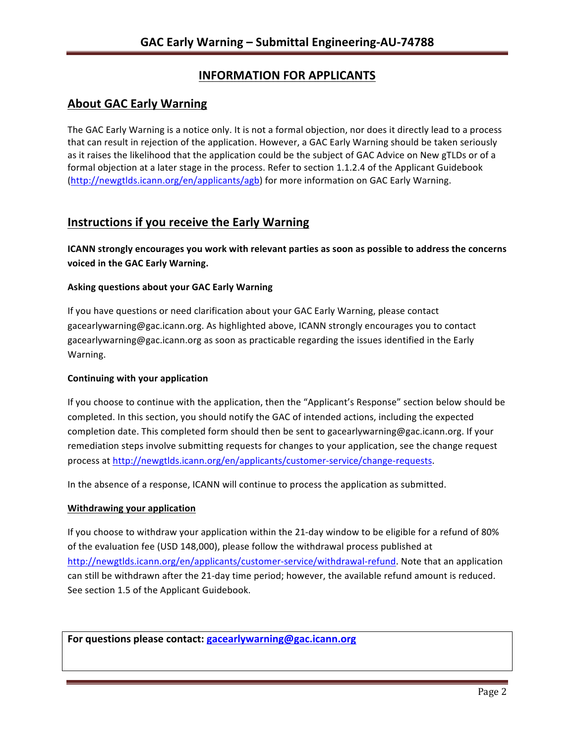## INFORMATION FOR APPLICANTS

## About GAC Early Warning

The GAC Early Warning is a notice only. It is not a formal objection, nor does it directly lead to a process that can result in rejection of the application. However, a GAC Early Warning should be taken seriously as it raises the likelihood that the application could be the subject of GAC Advice on New gTLDs or of a formal objection at a later stage in the process. Refer to section 1.1.2.4 of the Applicant Guidebook (http://newgtlds.icann.org/en/applicants/agb) for more information on GAC Early Warning.

## Instructions if you receive the Early Warning

**ICANN strongly encourages you work with relevant parties as soon as possible to address the concerns voiced in the GAC Early Warning.**

### Asking questions about your GAC Early Warning

If you have questions or need clarification about your GAC Early Warning, please contact gacearlywarning@gac.icann.org. As highlighted above, ICANN strongly encourages you to contact gacearlywarning@gac.icann.org as soon as practicable regarding the issues identified in the Early Warning.

### Continuing with your application

If you choose to continue with the application, then the "Applicant's Response" section below should be completed. In this section, you should notify the GAC of intended actions, including the expected completion date. This completed form should then be sent to gacearlywarning@gac.icann.org. If your remediation steps involve submitting requests for changes to your application, see the change request process at http://newgtlds.icann.org/en/applicants/customer-service/change-requests.

In the absence of a response, ICANN will continue to process the application as submitted.

### Withdrawing your application

If you choose to withdraw your application within the 21-day window to be eligible for a refund of 80% of the evaluation fee (USD 148,000), please follow the withdrawal process published at http://newgtlds.icann.org/en/applicants/customer-service/withdrawal-refund. Note that an application can still be withdrawn after the 21-day time period; however, the available refund amount is reduced. See section 1.5 of the Applicant Guidebook.

**For questions please contact: gacearlywarning@gac.icann.org**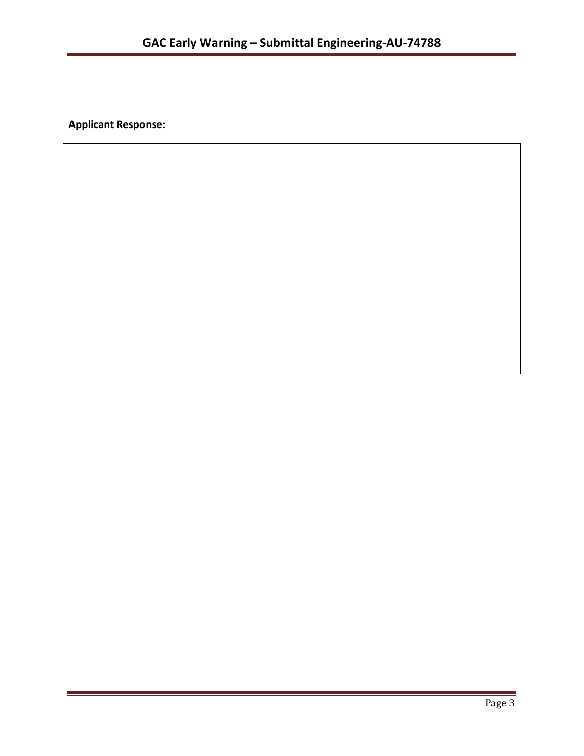**Applicant Response:**